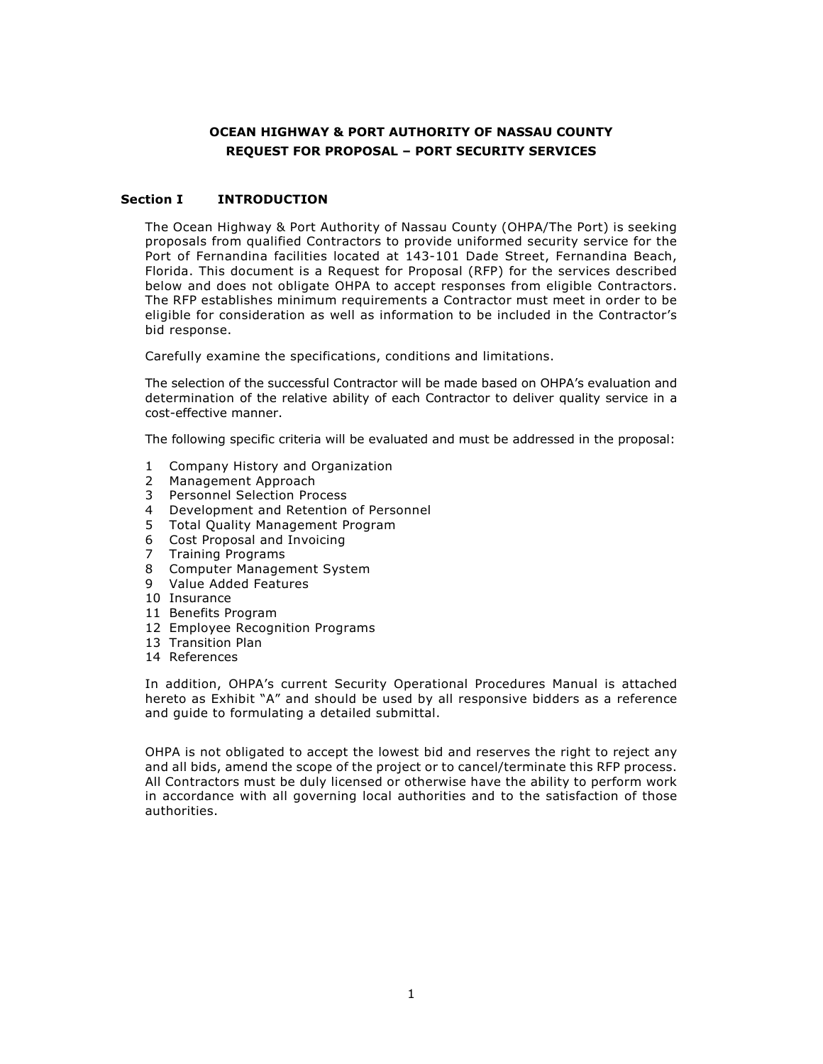# OCEAN HIGHWAY & PORT AUTHORITY OF NASSAU COUNTY
# REQUEST FOR PROPOSAL – PORT SECURITY SERVICES

## Section I INTRODUCTION

The Ocean Highway & Port Authority of Nassau County (OHPA/The Port) is seeking proposals from qualified Contractors to provide uniformed security service for the Port of Fernandina facilities located at 143-101 Dade Street, Fernandina Beach, Florida. This document is a Request for Proposal (RFP) for the services described below and does not obligate OHPA to accept responses from eligible Contractors. The RFP establishes minimum requirements a Contractor must meet in order to be eligible for consideration as well as information to be included in the Contractor's bid response.

Carefully examine the specifications, conditions and limitations.

The selection of the successful Contractor will be made based on OHPA's evaluation and determination of the relative ability of each Contractor to deliver quality service in a cost-effective manner.

The following specific criteria will be evaluated and must be addressed in the proposal:

1 Company History and Organization
2 Management Approach
3 Personnel Selection Process
4 Development and Retention of Personnel
5 Total Quality Management Program
6 Cost Proposal and Invoicing
7 Training Programs
8 Computer Management System
9 Value Added Features
10 Insurance
11 Benefits Program
12 Employee Recognition Programs
13 Transition Plan
14 References

In addition, OHPA's current Security Operational Procedures Manual is attached hereto as Exhibit "A" and should be used by all responsive bidders as a reference and guide to formulating a detailed submittal.

OHPA is not obligated to accept the lowest bid and reserves the right to reject any and all bids, amend the scope of the project or to cancel/terminate this RFP process. All Contractors must be duly licensed or otherwise have the ability to perform work in accordance with all governing local authorities and to the satisfaction of those authorities.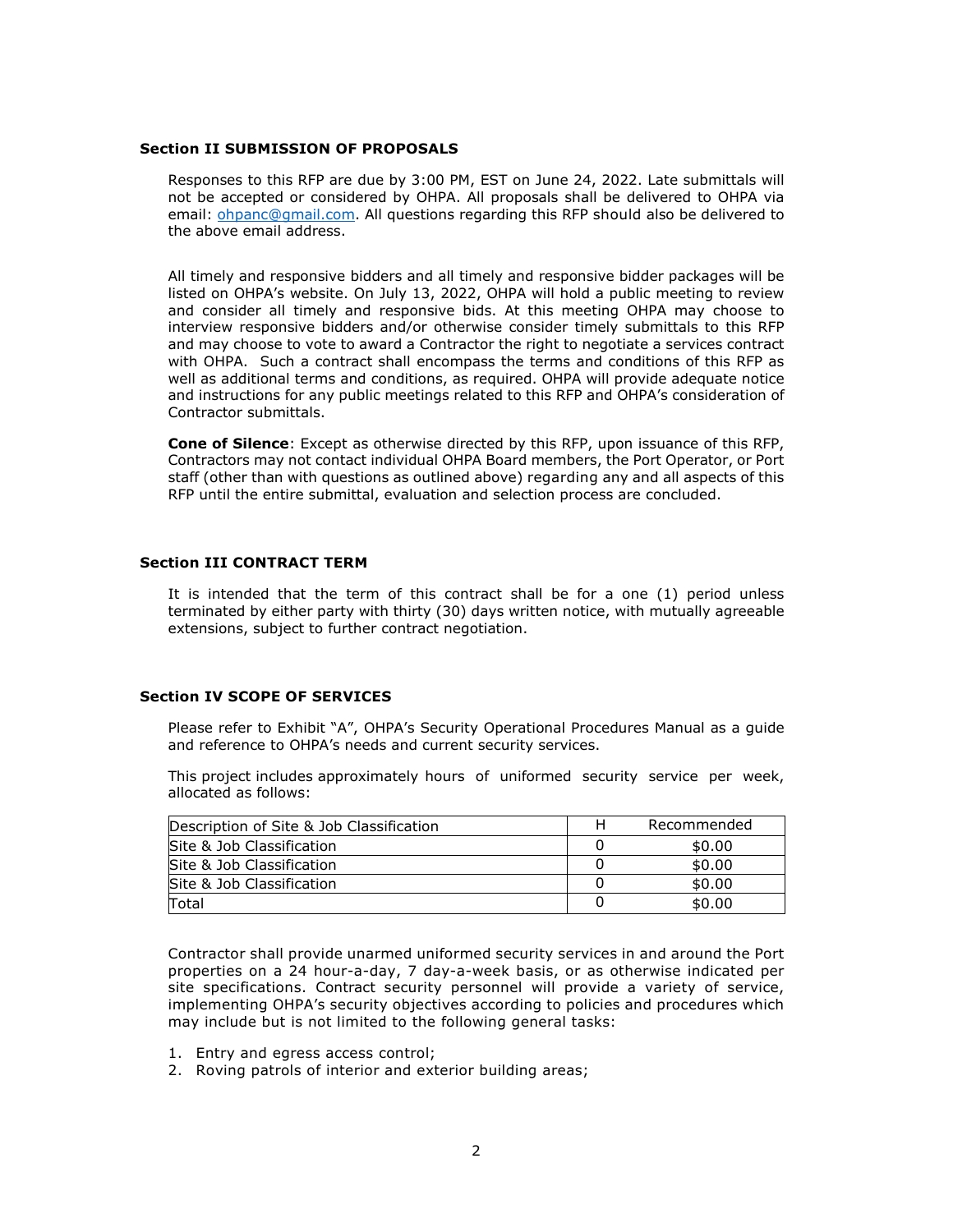**Section II SUBMISSION OF PROPOSALS**

Responses to this RFP are due by 3:00 PM, EST on June 24, 2022. Late submittals will not be accepted or considered by OHPA. All proposals shall be delivered to OHPA via email: ohpanc@gmail.com. All questions regarding this RFP should also be delivered to the above email address.

All timely and responsive bidders and all timely and responsive bidder packages will be listed on OHPA's website. On July 13, 2022, OHPA will hold a public meeting to review and consider all timely and responsive bids. At this meeting OHPA may choose to interview responsive bidders and/or otherwise consider timely submittals to this RFP and may choose to vote to award a Contractor the right to negotiate a services contract with OHPA. Such a contract shall encompass the terms and conditions of this RFP as well as additional terms and conditions, as required. OHPA will provide adequate notice and instructions for any public meetings related to this RFP and OHPA's consideration of Contractor submittals.

**Cone of Silence**: Except as otherwise directed by this RFP, upon issuance of this RFP, Contractors may not contact individual OHPA Board members, the Port Operator, or Port staff (other than with questions as outlined above) regarding any and all aspects of this RFP until the entire submittal, evaluation and selection process are concluded.

**Section III CONTRACT TERM**

It is intended that the term of this contract shall be for a one (1) period unless terminated by either party with thirty (30) days written notice, with mutually agreeable extensions, subject to further contract negotiation.

**Section IV SCOPE OF SERVICES**

Please refer to Exhibit "A", OHPA's Security Operational Procedures Manual as a guide and reference to OHPA's needs and current security services.

This project includes approximately hours of uniformed security service per week, allocated as follows:

| Description of Site & Job Classification | H | Recommended |
|---|---|---|
| Site & Job Classification | 0 | $0.00 |
| Site & Job Classification | 0 | $0.00 |
| Site & Job Classification | 0 | $0.00 |
| Total | 0 | $0.00 |

Contractor shall provide unarmed uniformed security services in and around the Port properties on a 24 hour-a-day, 7 day-a-week basis, or as otherwise indicated per site specifications. Contract security personnel will provide a variety of service, implementing OHPA's security objectives according to policies and procedures which may include but is not limited to the following general tasks:

1. Entry and egress access control;
2. Roving patrols of interior and exterior building areas;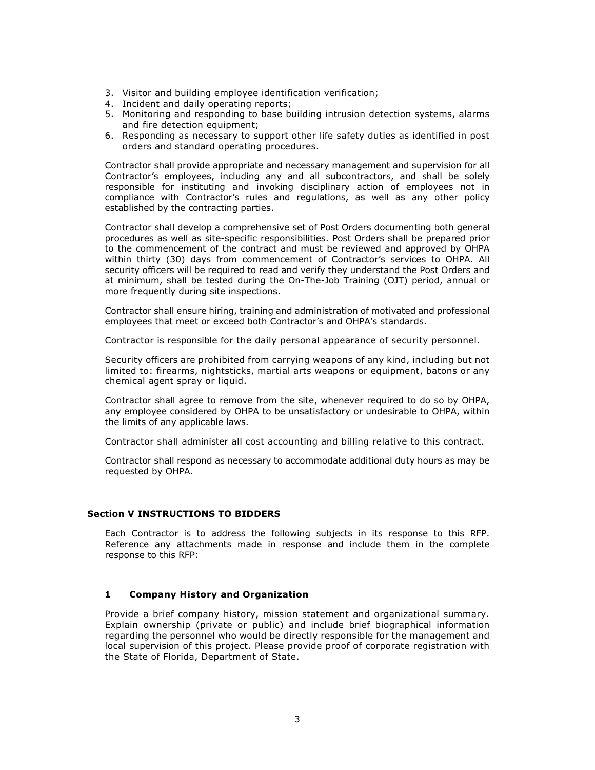3. Visitor and building employee identification verification;
4. Incident and daily operating reports;
5. Monitoring and responding to base building intrusion detection systems, alarms and fire detection equipment;
6. Responding as necessary to support other life safety duties as identified in post orders and standard operating procedures.

Contractor shall provide appropriate and necessary management and supervision for all Contractor's employees, including any and all subcontractors, and shall be solely responsible for instituting and invoking disciplinary action of employees not in compliance with Contractor's rules and regulations, as well as any other policy established by the contracting parties.

Contractor shall develop a comprehensive set of Post Orders documenting both general procedures as well as site-specific responsibilities. Post Orders shall be prepared prior to the commencement of the contract and must be reviewed and approved by OHPA within thirty (30) days from commencement of Contractor's services to OHPA. All security officers will be required to read and verify they understand the Post Orders and at minimum, shall be tested during the On-The-Job Training (OJT) period, annual or more frequently during site inspections.

Contractor shall ensure hiring, training and administration of motivated and professional employees that meet or exceed both Contractor's and OHPA's standards.

Contractor is responsible for the daily personal appearance of security personnel.

Security officers are prohibited from carrying weapons of any kind, including but not limited to: firearms, nightsticks, martial arts weapons or equipment, batons or any chemical agent spray or liquid.

Contractor shall agree to remove from the site, whenever required to do so by OHPA, any employee considered by OHPA to be unsatisfactory or undesirable to OHPA, within the limits of any applicable laws.

Contractor shall administer all cost accounting and billing relative to this contract.

Contractor shall respond as necessary to accommodate additional duty hours as may be requested by OHPA.

## Section V INSTRUCTIONS TO BIDDERS

Each Contractor is to address the following subjects in its response to this RFP. Reference any attachments made in response and include them in the complete response to this RFP:

### 1 Company History and Organization

Provide a brief company history, mission statement and organizational summary. Explain ownership (private or public) and include brief biographical information regarding the personnel who would be directly responsible for the management and local supervision of this project. Please provide proof of corporate registration with the State of Florida, Department of State.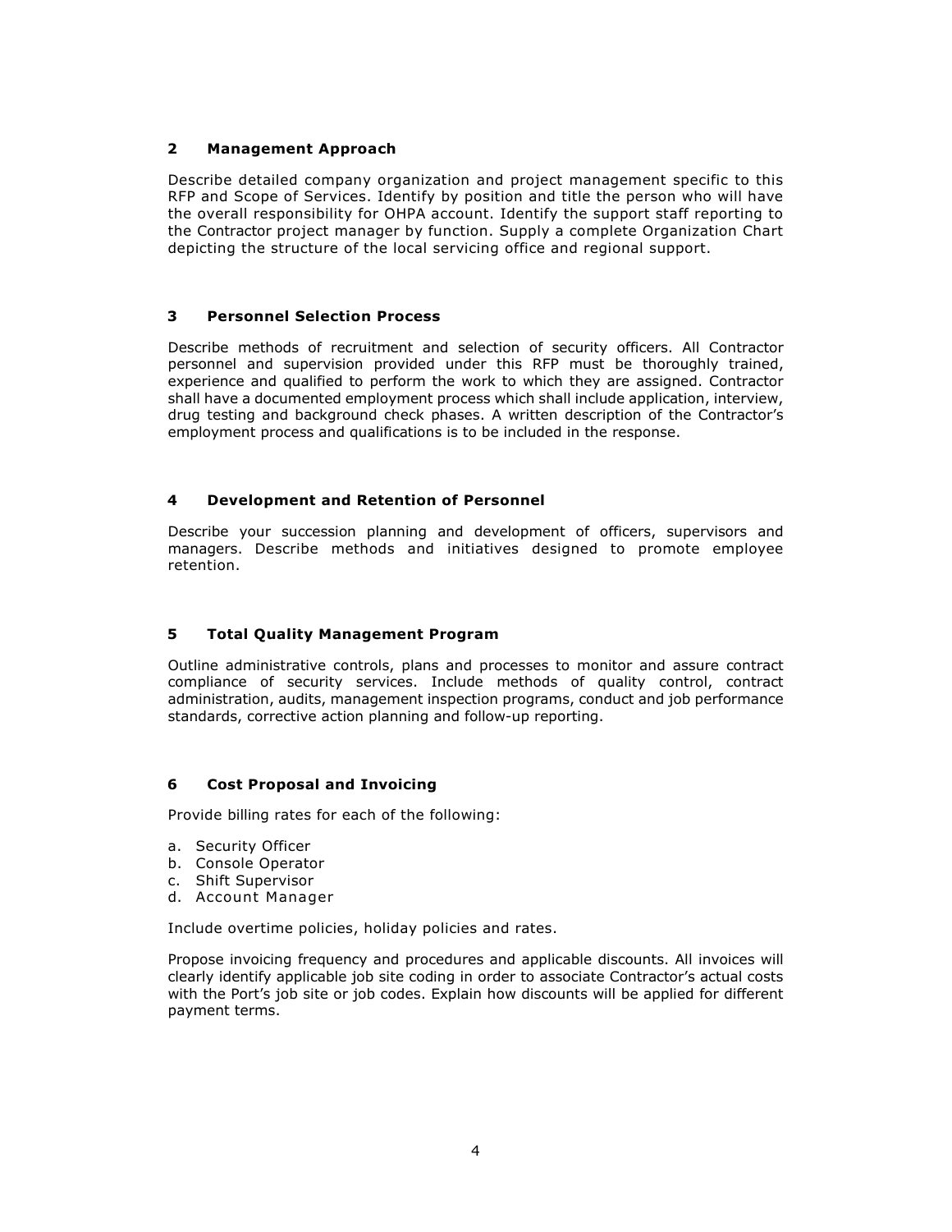## 2 Management Approach

Describe detailed company organization and project management specific to this RFP and Scope of Services. Identify by position and title the person who will have the overall responsibility for OHPA account. Identify the support staff reporting to the Contractor project manager by function. Supply a complete Organization Chart depicting the structure of the local servicing office and regional support.

## 3 Personnel Selection Process

Describe methods of recruitment and selection of security officers. All Contractor personnel and supervision provided under this RFP must be thoroughly trained, experience and qualified to perform the work to which they are assigned. Contractor shall have a documented employment process which shall include application, interview, drug testing and background check phases. A written description of the Contractor's employment process and qualifications is to be included in the response.

## 4 Development and Retention of Personnel

Describe your succession planning and development of officers, supervisors and managers. Describe methods and initiatives designed to promote employee retention.

## 5 Total Quality Management Program

Outline administrative controls, plans and processes to monitor and assure contract compliance of security services. Include methods of quality control, contract administration, audits, management inspection programs, conduct and job performance standards, corrective action planning and follow-up reporting.

## 6 Cost Proposal and Invoicing

Provide billing rates for each of the following:

a. Security Officer
b. Console Operator
c. Shift Supervisor
d. Account Manager

Include overtime policies, holiday policies and rates.

Propose invoicing frequency and procedures and applicable discounts. All invoices will clearly identify applicable job site coding in order to associate Contractor's actual costs with the Port's job site or job codes. Explain how discounts will be applied for different payment terms.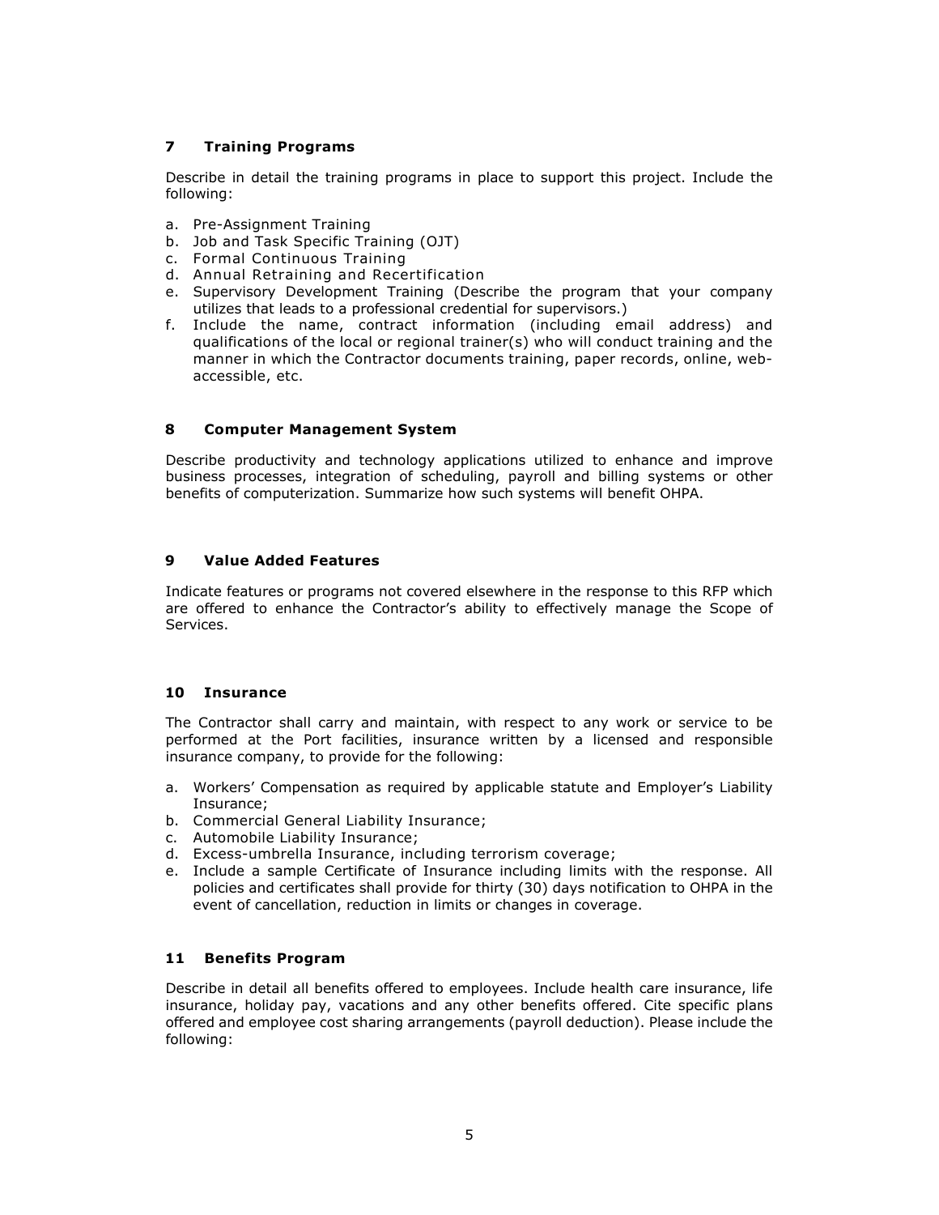## 7 Training Programs

Describe in detail the training programs in place to support this project. Include the following:

a. Pre-Assignment Training
b. Job and Task Specific Training (OJT)
c. Formal Continuous Training
d. Annual Retraining and Recertification
e. Supervisory Development Training (Describe the program that your company utilizes that leads to a professional credential for supervisors.)
f. Include the name, contract information (including email address) and qualifications of the local or regional trainer(s) who will conduct training and the manner in which the Contractor documents training, paper records, online, web-accessible, etc.

## 8 Computer Management System

Describe productivity and technology applications utilized to enhance and improve business processes, integration of scheduling, payroll and billing systems or other benefits of computerization. Summarize how such systems will benefit OHPA.

## 9 Value Added Features

Indicate features or programs not covered elsewhere in the response to this RFP which are offered to enhance the Contractor's ability to effectively manage the Scope of Services.

## 10 Insurance

The Contractor shall carry and maintain, with respect to any work or service to be performed at the Port facilities, insurance written by a licensed and responsible insurance company, to provide for the following:

a. Workers' Compensation as required by applicable statute and Employer's Liability Insurance;
b. Commercial General Liability Insurance;
c. Automobile Liability Insurance;
d. Excess-umbrella Insurance, including terrorism coverage;
e. Include a sample Certificate of Insurance including limits with the response. All policies and certificates shall provide for thirty (30) days notification to OHPA in the event of cancellation, reduction in limits or changes in coverage.

## 11 Benefits Program

Describe in detail all benefits offered to employees. Include health care insurance, life insurance, holiday pay, vacations and any other benefits offered. Cite specific plans offered and employee cost sharing arrangements (payroll deduction). Please include the following: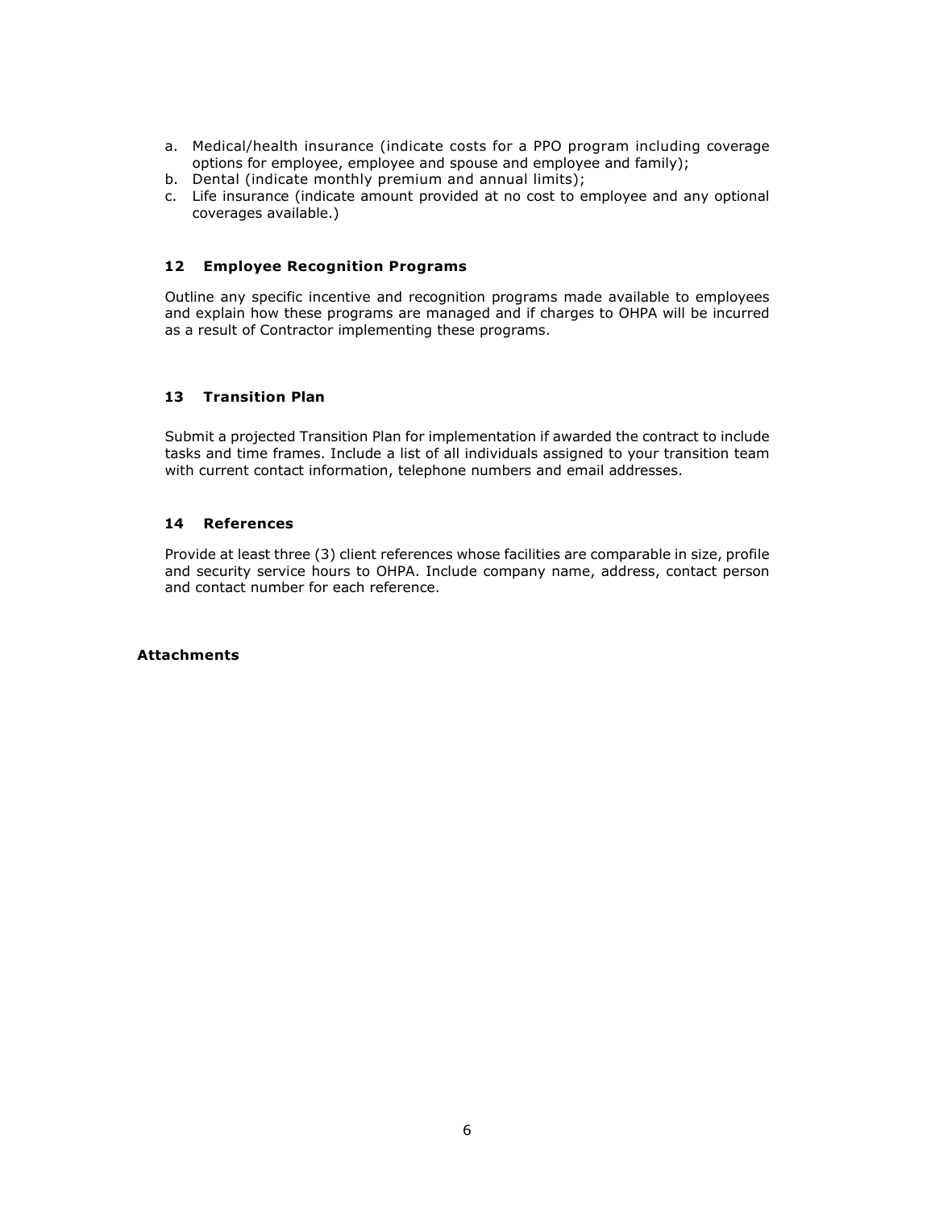a. Medical/health insurance (indicate costs for a PPO program including coverage options for employee, employee and spouse and employee and family);
b. Dental (indicate monthly premium and annual limits);
c. Life insurance (indicate amount provided at no cost to employee and any optional coverages available.)

### 12 Employee Recognition Programs

Outline any specific incentive and recognition programs made available to employees and explain how these programs are managed and if charges to OHPA will be incurred as a result of Contractor implementing these programs.

### 13 Transition Plan

Submit a projected Transition Plan for implementation if awarded the contract to include tasks and time frames. Include a list of all individuals assigned to your transition team with current contact information, telephone numbers and email addresses.

### 14 References

Provide at least three (3) client references whose facilities are comparable in size, profile and security service hours to OHPA. Include company name, address, contact person and contact number for each reference.

## Attachments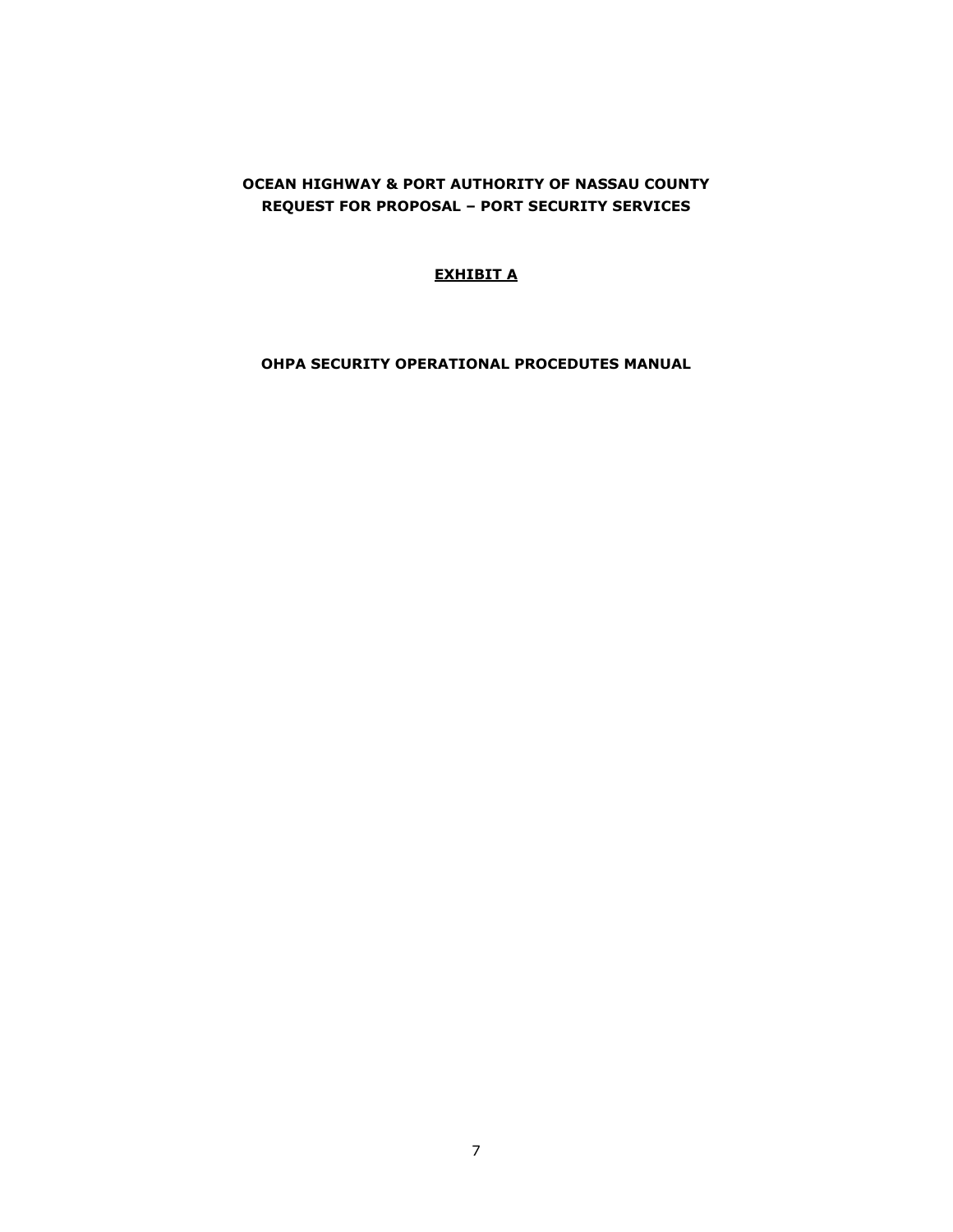**OCEAN HIGHWAY & PORT AUTHORITY OF NASSAU COUNTY**
**REQUEST FOR PROPOSAL – PORT SECURITY SERVICES**

**EXHIBIT A**

**OHPA SECURITY OPERATIONAL PROCEDUTES MANUAL**